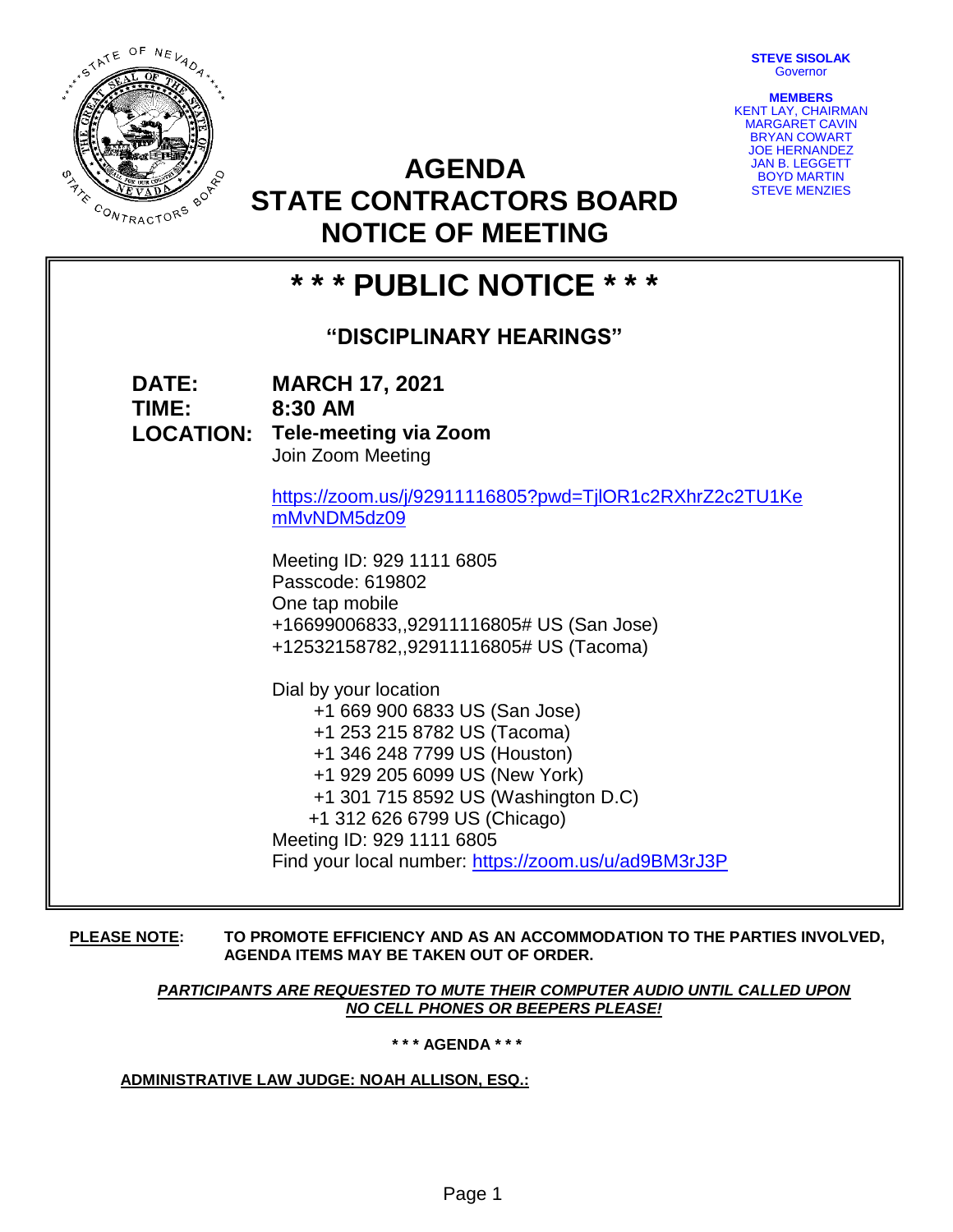STEVE SISOLAK
Governor

MEMBERS
KENT LAY, CHAIRMAN
MARGARET CAVIN
BRYAN COWART
JOE HERNANDEZ
JAN B. LEGGETT
BOYD MARTIN
STEVE MENZIES

# AGENDA
# STATE CONTRACTORS BOARD
# NOTICE OF MEETING

## * * * PUBLIC NOTICE * * *

### "DISCIPLINARY HEARINGS"

**DATE:** **MARCH 17, 2021**
**TIME:** **8:30 AM**
**LOCATION:** **Tele-meeting via Zoom**
Join Zoom Meeting

https://zoom.us/j/92911116805?pwd=TjlOR1c2RXhrZ2c2TU1KemMvNDM5dz09

Meeting ID: 929 1111 6805
Passcode: 619802
One tap mobile
+16699006833,,92911116805# US (San Jose)
+12532158782,,92911116805# US (Tacoma)

Dial by your location
+1 669 900 6833 US (San Jose)
+1 253 215 8782 US (Tacoma)
+1 346 248 7799 US (Houston)
+1 929 205 6099 US (New York)
+1 301 715 8592 US (Washington D.C)
+1 312 626 6799 US (Chicago)
Meeting ID: 929 1111 6805
Find your local number: https://zoom.us/u/ad9BM3rJ3P

**PLEASE NOTE:** **TO PROMOTE EFFICIENCY AND AS AN ACCOMMODATION TO THE PARTIES INVOLVED, AGENDA ITEMS MAY BE TAKEN OUT OF ORDER.**

***PARTICIPANTS ARE REQUESTED TO MUTE THEIR COMPUTER AUDIO UNTIL CALLED UPON***
***NO CELL PHONES OR BEEPERS PLEASE!***

**\* \* \* AGENDA \* \* \***

**ADMINISTRATIVE LAW JUDGE: NOAH ALLISON, ESQ.:**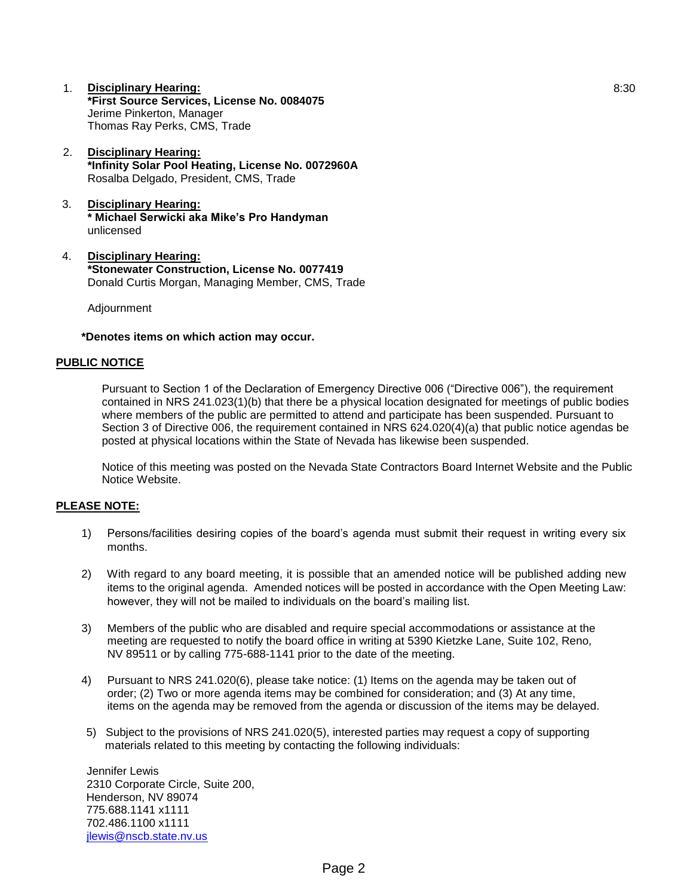1. **Disciplinary Hearing:** 8:30
   **\*First Source Services, License No. 0084075**
   Jerime Pinkerton, Manager
   Thomas Ray Perks, CMS, Trade

2. **Disciplinary Hearing:**
   **\*Infinity Solar Pool Heating, License No. 0072960A**
   Rosalba Delgado, President, CMS, Trade

3. **Disciplinary Hearing:**
   **\* Michael Serwicki aka Mike's Pro Handyman**
   unlicensed

4. **Disciplinary Hearing:**
   **\*Stonewater Construction, License No. 0077419**
   Donald Curtis Morgan, Managing Member, CMS, Trade

   Adjournment

**\*Denotes items on which action may occur.**

## PUBLIC NOTICE

Pursuant to Section 1 of the Declaration of Emergency Directive 006 ("Directive 006"), the requirement contained in NRS 241.023(1)(b) that there be a physical location designated for meetings of public bodies where members of the public are permitted to attend and participate has been suspended. Pursuant to Section 3 of Directive 006, the requirement contained in NRS 624.020(4)(a) that public notice agendas be posted at physical locations within the State of Nevada has likewise been suspended.

Notice of this meeting was posted on the Nevada State Contractors Board Internet Website and the Public Notice Website.

## PLEASE NOTE:

1) Persons/facilities desiring copies of the board's agenda must submit their request in writing every six months.

2) With regard to any board meeting, it is possible that an amended notice will be published adding new items to the original agenda. Amended notices will be posted in accordance with the Open Meeting Law: however, they will not be mailed to individuals on the board's mailing list.

3) Members of the public who are disabled and require special accommodations or assistance at the meeting are requested to notify the board office in writing at 5390 Kietzke Lane, Suite 102, Reno, NV 89511 or by calling 775-688-1141 prior to the date of the meeting.

4) Pursuant to NRS 241.020(6), please take notice: (1) Items on the agenda may be taken out of order; (2) Two or more agenda items may be combined for consideration; and (3) At any time, items on the agenda may be removed from the agenda or discussion of the items may be delayed.

5) Subject to the provisions of NRS 241.020(5), interested parties may request a copy of supporting materials related to this meeting by contacting the following individuals:

Jennifer Lewis
2310 Corporate Circle, Suite 200,
Henderson, NV 89074
775.688.1141 x1111
702.486.1100 x1111
jlewis@nscb.state.nv.us